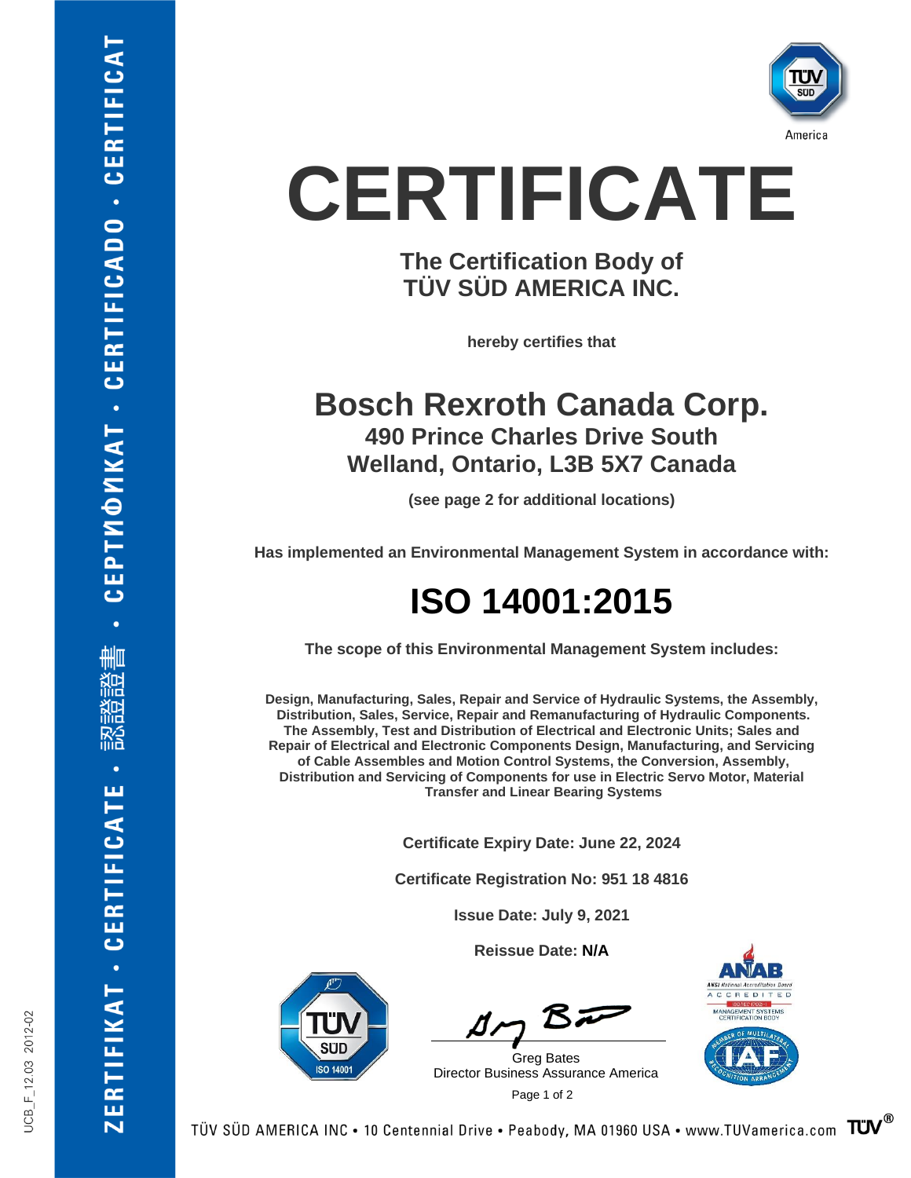# CERTIFICATE

**The Certification Body of
TÜV SÜD AMERICA INC.**

**hereby certifies that**

## Bosch Rexroth Canada Corp.

**490 Prince Charles Drive South
Welland, Ontario, L3B 5X7 Canada**

**(see page 2 for additional locations)**

**Has implemented an Environmental Management System in accordance with:**

## ISO 14001:2015

**The scope of this Environmental Management System includes:**

**Design, Manufacturing, Sales, Repair and Service of Hydraulic Systems, the Assembly, Distribution, Sales, Service, Repair and Remanufacturing of Hydraulic Components. The Assembly, Test and Distribution of Electrical and Electronic Units; Sales and Repair of Electrical and Electronic Components Design, Manufacturing, and Servicing of Cable Assembles and Motion Control Systems, the Conversion, Assembly, Distribution and Servicing of Components for use in Electric Servo Motor, Material Transfer and Linear Bearing Systems**

**Certificate Expiry Date: June 22, 2024**

**Certificate Registration No: 951 18 4816**

**Issue Date: July 9, 2021**

**Reissue Date: N/A**

Greg Bates
Director Business Assurance America

TÜV SÜD AMERICA INC • 10 Centennial Drive • Peabody, MA 01960 USA • www.TUVamerica.com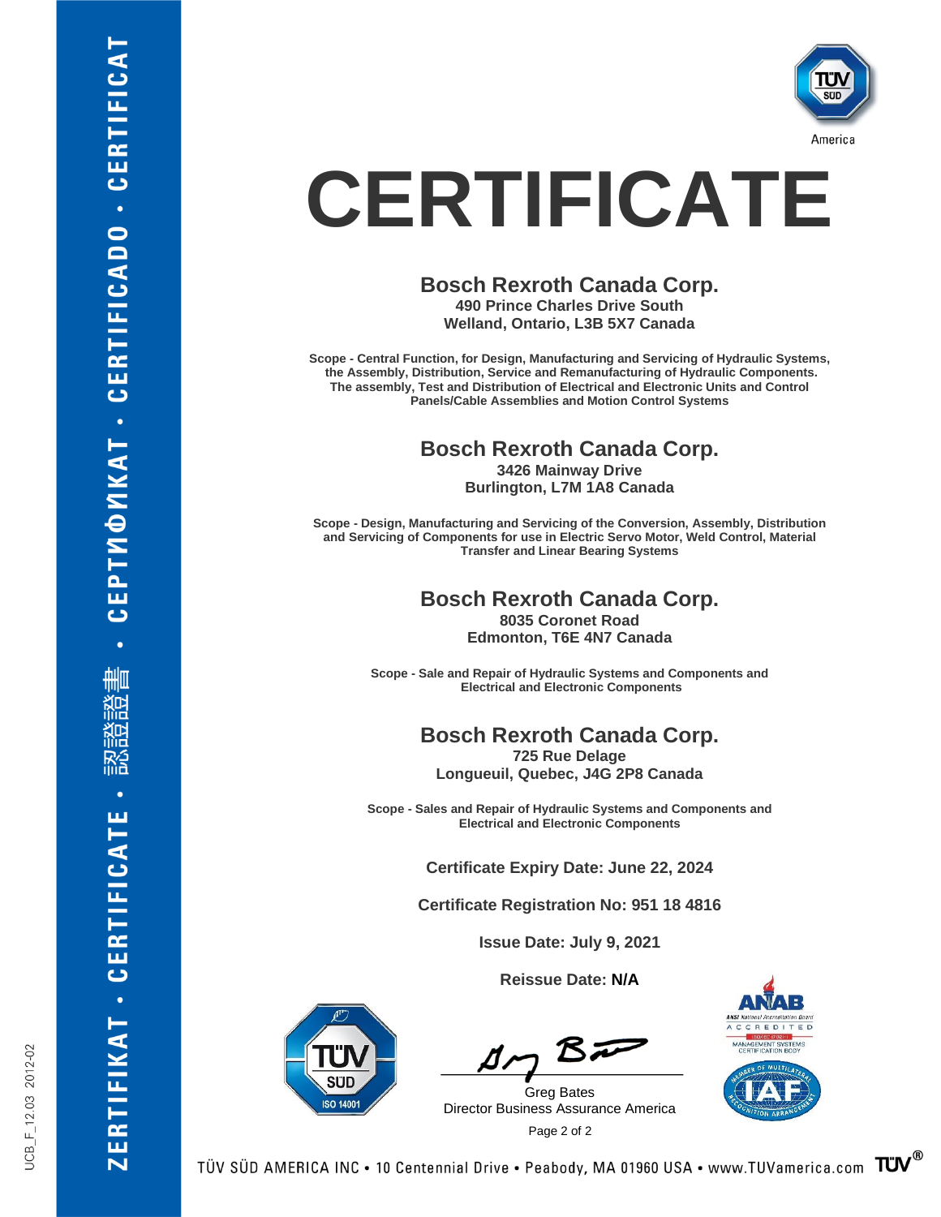# CERTIFICATE

## Bosch Rexroth Canada Corp.

**490 Prince Charles Drive South**
**Welland, Ontario, L3B 5X7 Canada**

**Scope - Central Function, for Design, Manufacturing and Servicing of Hydraulic Systems, the Assembly, Distribution, Service and Remanufacturing of Hydraulic Components. The assembly, Test and Distribution of Electrical and Electronic Units and Control Panels/Cable Assemblies and Motion Control Systems**

## Bosch Rexroth Canada Corp.

**3426 Mainway Drive**
**Burlington, L7M 1A8 Canada**

**Scope - Design, Manufacturing and Servicing of the Conversion, Assembly, Distribution and Servicing of Components for use in Electric Servo Motor, Weld Control, Material Transfer and Linear Bearing Systems**

## Bosch Rexroth Canada Corp.

**8035 Coronet Road**
**Edmonton, T6E 4N7 Canada**

**Scope - Sale and Repair of Hydraulic Systems and Components and Electrical and Electronic Components**

## Bosch Rexroth Canada Corp.

**725 Rue Delage**
**Longueuil, Quebec, J4G 2P8 Canada**

**Scope - Sales and Repair of Hydraulic Systems and Components and Electrical and Electronic Components**

**Certificate Expiry Date: June 22, 2024**

**Certificate Registration No: 951 18 4816**

**Issue Date: July 9, 2021**

**Reissue Date: N/A**

TÜV SÜD ISO 14001

Greg Bates
Director Business Assurance America

ANAB ANSI National Accreditation Board ACCREDITED ISO/IEC 17021-1 MANAGEMENT SYSTEMS CERTIFICATION BODY

IAF MEMBER OF MULTILATERAL RECOGNITION ARRANGEMENT

ZERTIFIKAT • CERTIFICATE • 認證證書 • СЕРТИФИКАТ • CERTIFICADO • CERTIFICAT

UCB_F_12.03 2012-02

TÜV SÜD AMERICA INC • 10 Centennial Drive • Peabody, MA 01960 USA • www.TUVamerica.com